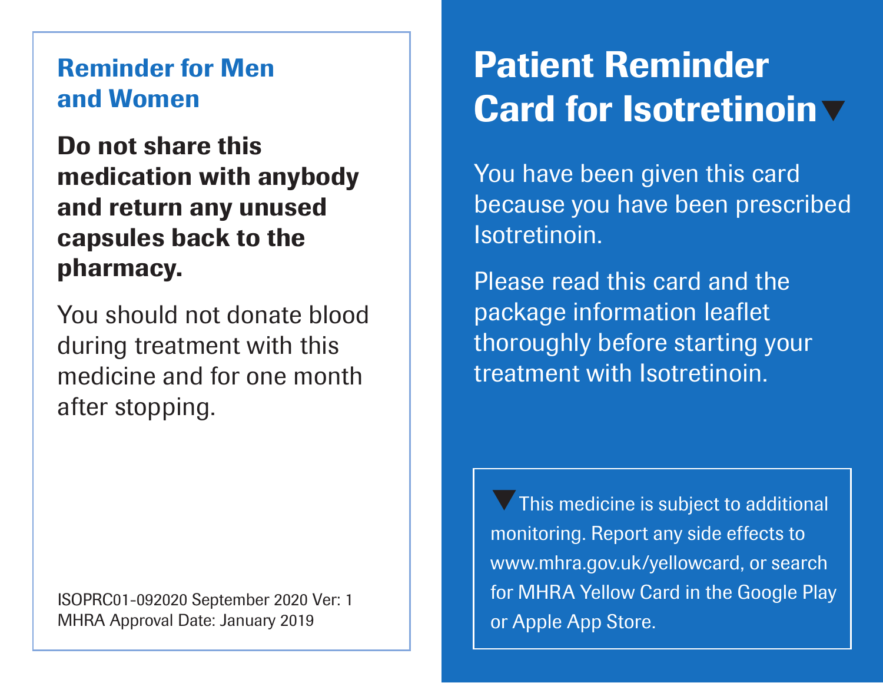# Patient Reminder Card for Isotretinoin▼

You have been given this card because you have been prescribed Isotretinoin.

Please read this card and the package information leaflet thoroughly before starting your treatment with Isotretinoin.

▼This medicine is subject to additional monitoring. Report any side effects to www.mhra.gov.uk/yellowcard, or search for MHRA Yellow Card in the Google Play or Apple App Store.

## Reminder for Men and Women

**Do not share this medication with anybody and return any unused capsules back to the pharmacy.**

You should not donate blood during treatment with this medicine and for one month after stopping.

ISOPRC01-092020 September 2020 Ver: 1
MHRA Approval Date: January 2019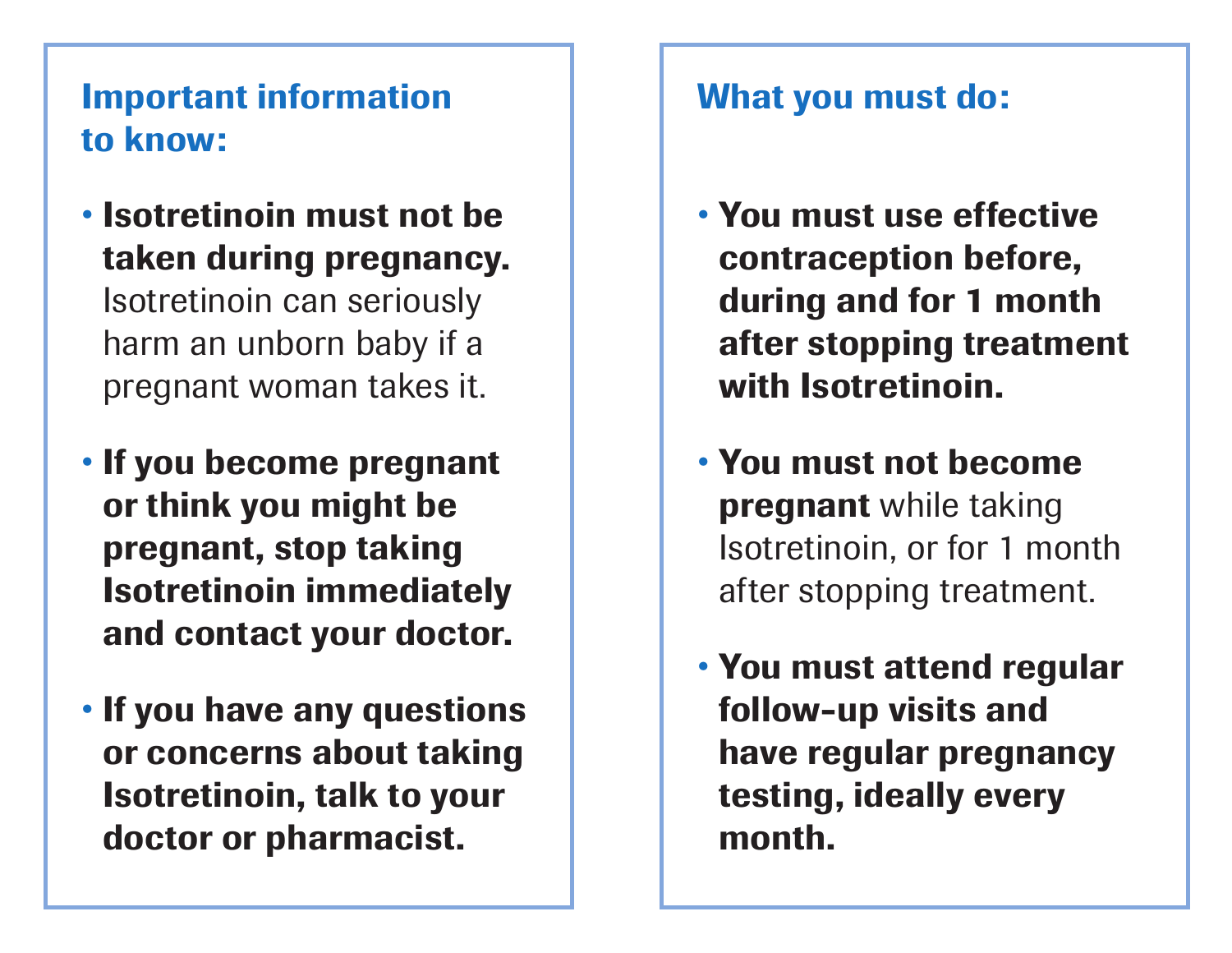## Important information to know:

- **Isotretinoin must not be taken during pregnancy.** Isotretinoin can seriously harm an unborn baby if a pregnant woman takes it.
- **If you become pregnant or think you might be pregnant, stop taking Isotretinoin immediately and contact your doctor.**
- **If you have any questions or concerns about taking Isotretinoin, talk to your doctor or pharmacist.**

## What you must do:

- **You must use effective contraception before, during and for 1 month after stopping treatment with Isotretinoin.**
- **You must not become pregnant** while taking Isotretinoin, or for 1 month after stopping treatment.
- **You must attend regular follow-up visits and have regular pregnancy testing, ideally every month.**